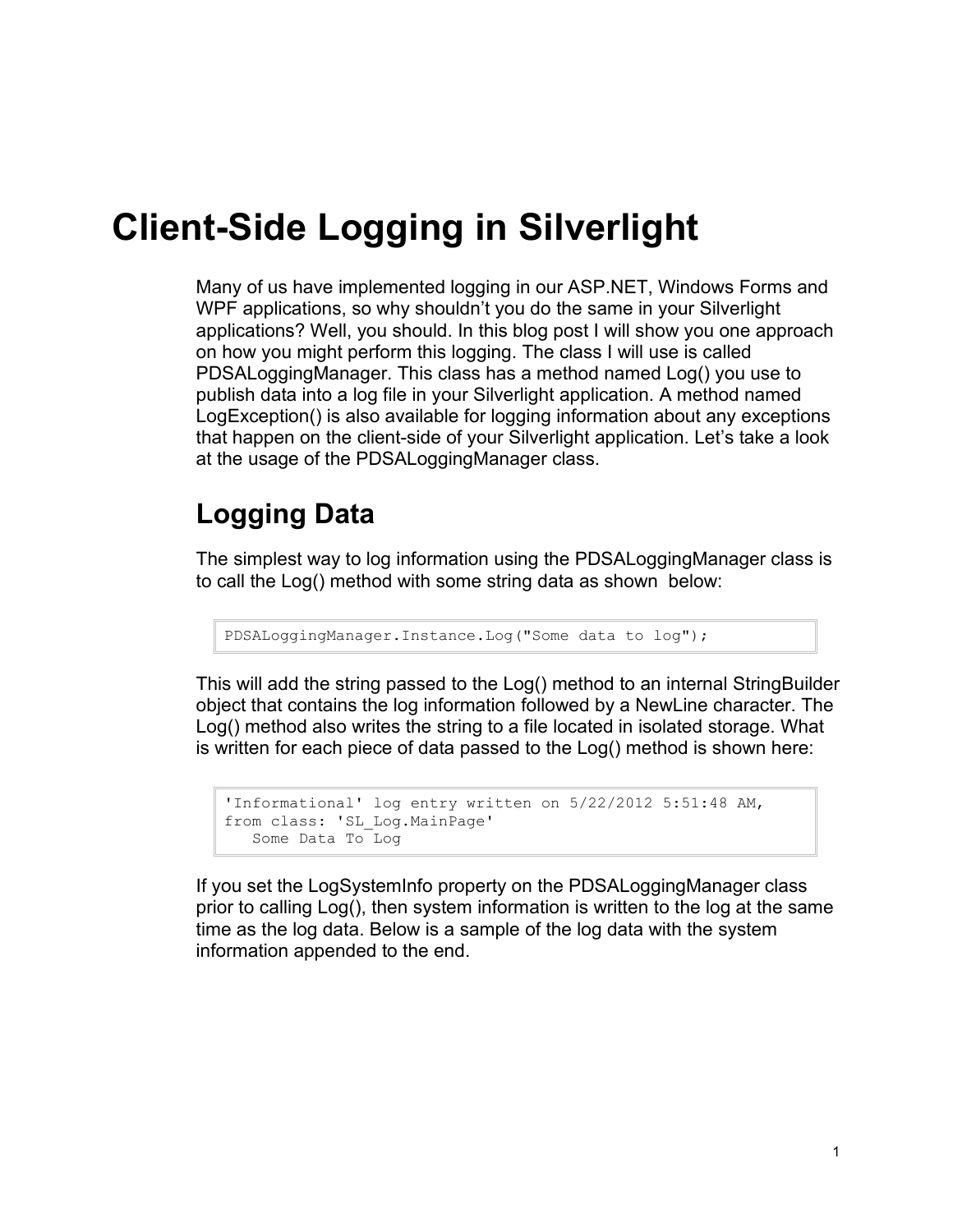# Client-Side Logging in Silverlight

Many of us have implemented logging in our ASP.NET, Windows Forms and WPF applications, so why shouldn't you do the same in your Silverlight applications? Well, you should. In this blog post I will show you one approach on how you might perform this logging. The class I will use is called PDSALoggingManager. This class has a method named Log() you use to publish data into a log file in your Silverlight application. A method named LogException() is also available for logging information about any exceptions that happen on the client-side of your Silverlight application. Let's take a look at the usage of the PDSALoggingManager class.

## Logging Data

The simplest way to log information using the PDSALoggingManager class is to call the Log() method with some string data as shown below:

```
PDSALoggingManager.Instance.Log("Some data to log");
```

This will add the string passed to the Log() method to an internal StringBuilder object that contains the log information followed by a NewLine character. The Log() method also writes the string to a file located in isolated storage. What is written for each piece of data passed to the Log() method is shown here:

```
'Informational' log entry written on 5/22/2012 5:51:48 AM,
from class: 'SL_Log.MainPage'
   Some Data To Log
```

If you set the LogSystemInfo property on the PDSALoggingManager class prior to calling Log(), then system information is written to the log at the same time as the log data. Below is a sample of the log data with the system information appended to the end.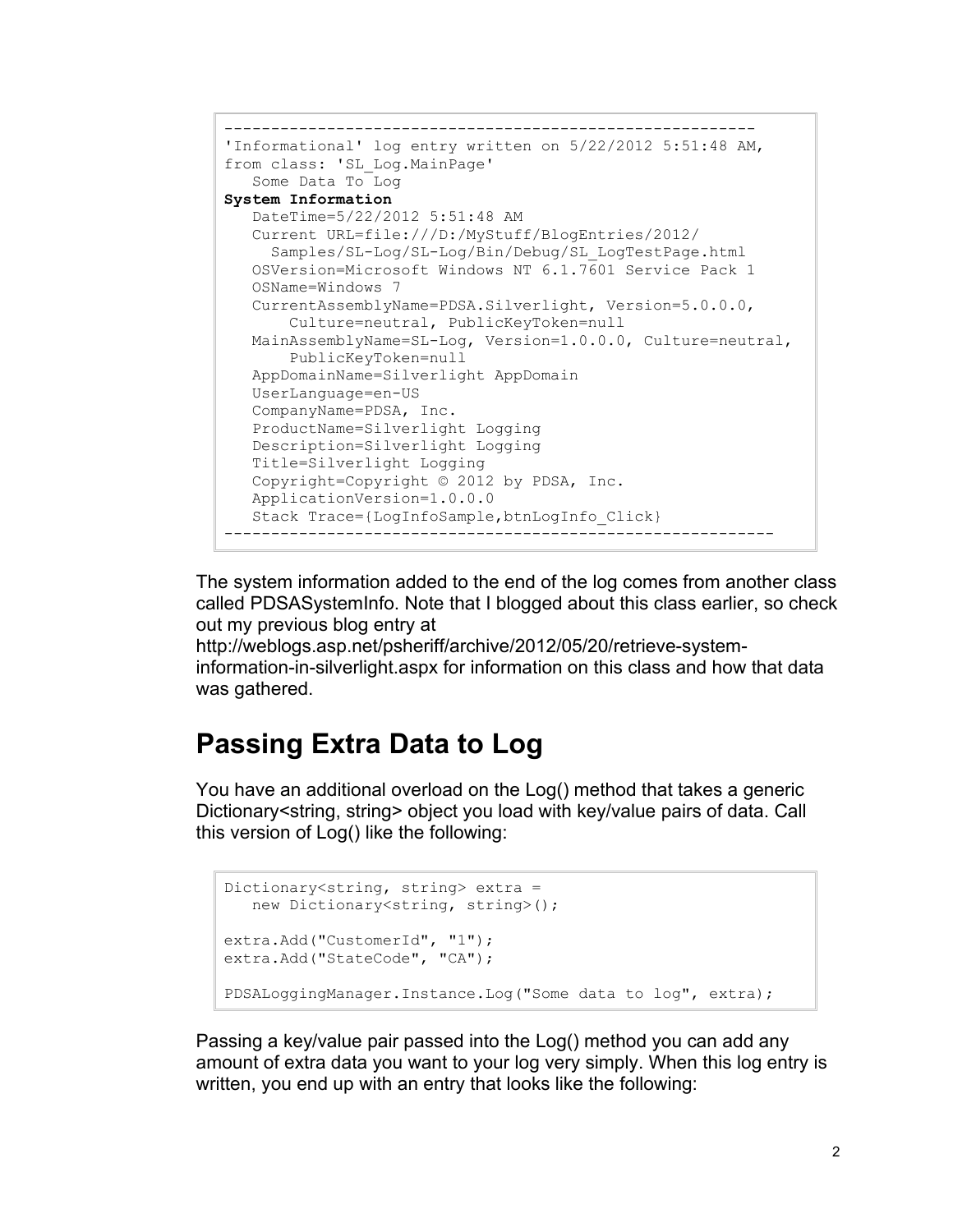```
---------------------------------------------------------
'Informational' log entry written on 5/22/2012 5:51:48 AM,
from class: 'SL_Log.MainPage'
   Some Data To Log
System Information
   DateTime=5/22/2012 5:51:48 AM
   Current URL=file:///D:/MyStuff/BlogEntries/2012/
     Samples/SL-Log/SL-Log/Bin/Debug/SL_LogTestPage.html
   OSVersion=Microsoft Windows NT 6.1.7601 Service Pack 1
   OSName=Windows 7
   CurrentAssemblyName=PDSA.Silverlight, Version=5.0.0.0,
       Culture=neutral, PublicKeyToken=null
   MainAssemblyName=SL-Log, Version=1.0.0.0, Culture=neutral,
       PublicKeyToken=null
   AppDomainName=Silverlight AppDomain
   UserLanguage=en-US
   CompanyName=PDSA, Inc.
   ProductName=Silverlight Logging
   Description=Silverlight Logging
   Title=Silverlight Logging
   Copyright=Copyright © 2012 by PDSA, Inc.
   ApplicationVersion=1.0.0.0
   Stack Trace={LogInfoSample,btnLogInfo_Click}
-----------------------------------------------------------
```

The system information added to the end of the log comes from another class called PDSASystemInfo. Note that I blogged about this class earlier, so check out my previous blog entry at http://weblogs.asp.net/psheriff/archive/2012/05/20/retrieve-system-information-in-silverlight.aspx for information on this class and how that data was gathered.

## Passing Extra Data to Log

You have an additional overload on the Log() method that takes a generic Dictionary<string, string> object you load with key/value pairs of data. Call this version of Log() like the following:

```
Dictionary<string, string> extra =
   new Dictionary<string, string>();

extra.Add("CustomerId", "1");
extra.Add("StateCode", "CA");

PDSALoggingManager.Instance.Log("Some data to log", extra);
```

Passing a key/value pair passed into the Log() method you can add any amount of extra data you want to your log very simply. When this log entry is written, you end up with an entry that looks like the following: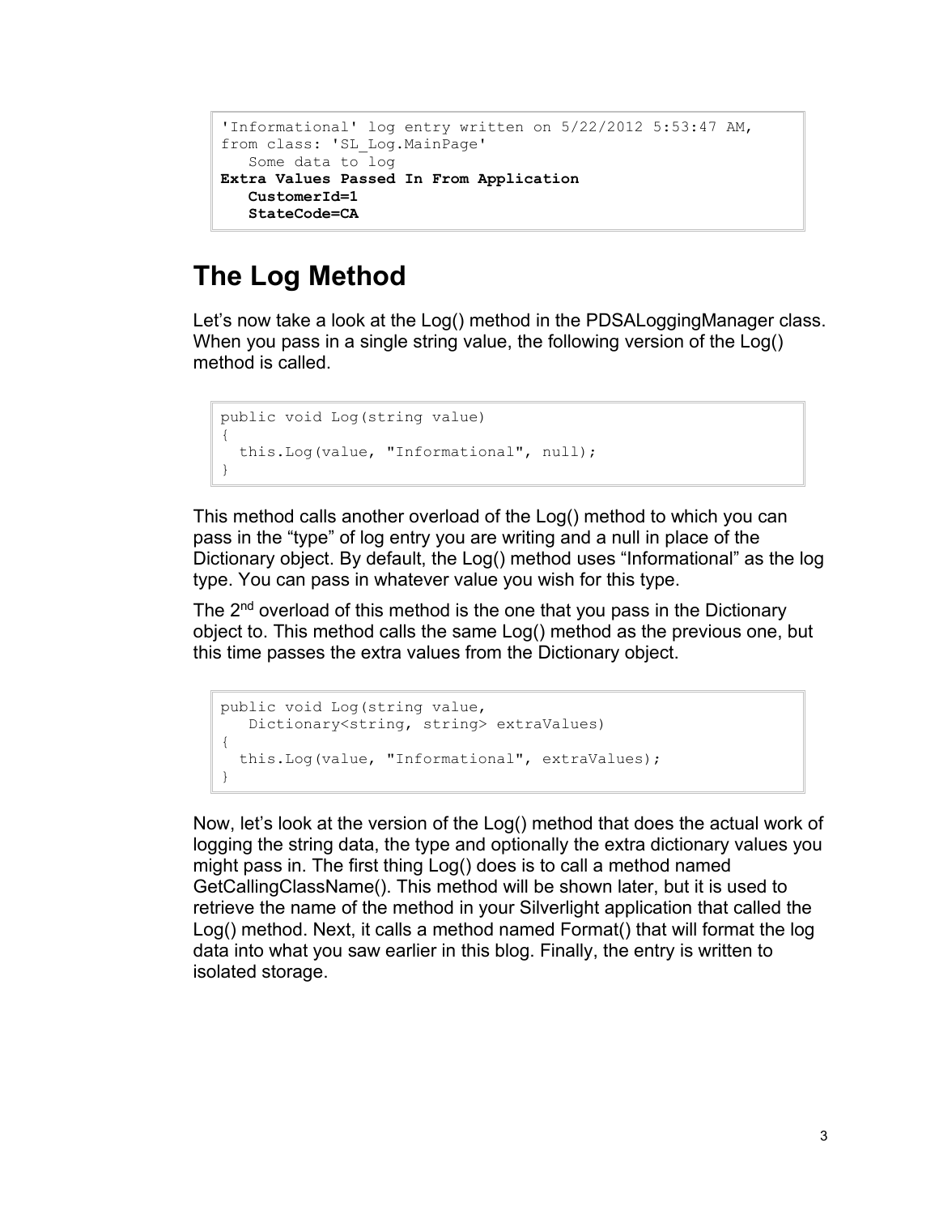```
'Informational' log entry written on 5/22/2012 5:53:47 AM,
from class: 'SL_Log.MainPage'
   Some data to log
Extra Values Passed In From Application
   CustomerId=1
   StateCode=CA
```

# The Log Method

Let's now take a look at the Log() method in the PDSALoggingManager class. When you pass in a single string value, the following version of the Log() method is called.

```
public void Log(string value)
{
  this.Log(value, "Informational", null);
}
```

This method calls another overload of the Log() method to which you can pass in the "type" of log entry you are writing and a null in place of the Dictionary object. By default, the Log() method uses "Informational" as the log type. You can pass in whatever value you wish for this type.

The 2nd overload of this method is the one that you pass in the Dictionary object to. This method calls the same Log() method as the previous one, but this time passes the extra values from the Dictionary object.

```
public void Log(string value,
   Dictionary<string, string> extraValues)
{
  this.Log(value, "Informational", extraValues);
}
```

Now, let's look at the version of the Log() method that does the actual work of logging the string data, the type and optionally the extra dictionary values you might pass in. The first thing Log() does is to call a method named GetCallingClassName(). This method will be shown later, but it is used to retrieve the name of the method in your Silverlight application that called the Log() method. Next, it calls a method named Format() that will format the log data into what you saw earlier in this blog. Finally, the entry is written to isolated storage.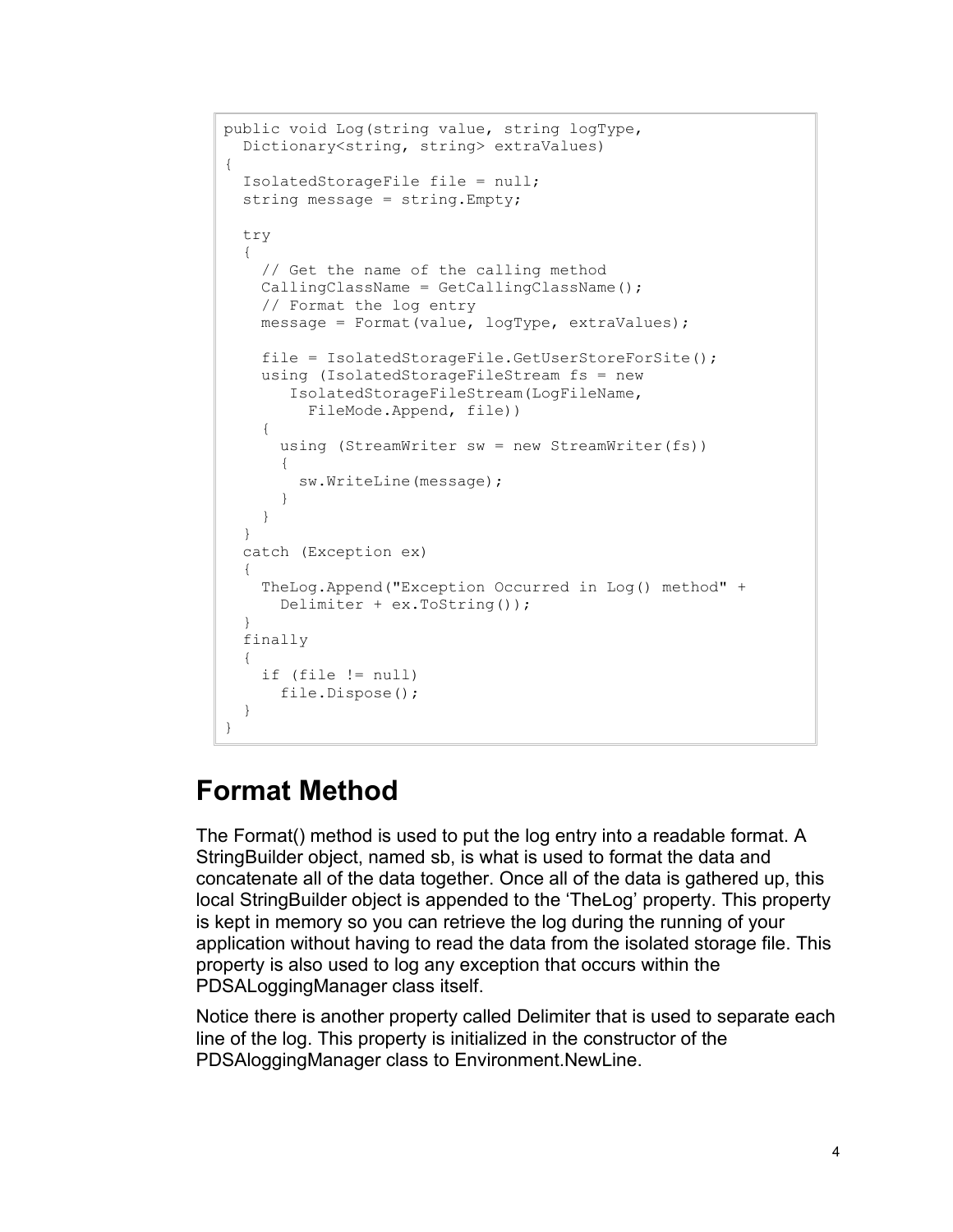```
public void Log(string value, string logType,
  Dictionary<string, string> extraValues)
{
  IsolatedStorageFile file = null;
  string message = string.Empty;

  try
  {
    // Get the name of the calling method
    CallingClassName = GetCallingClassName();
    // Format the log entry
    message = Format(value, logType, extraValues);

    file = IsolatedStorageFile.GetUserStoreForSite();
    using (IsolatedStorageFileStream fs = new
       IsolatedStorageFileStream(LogFileName,
         FileMode.Append, file))
    {
      using (StreamWriter sw = new StreamWriter(fs))
      {
        sw.WriteLine(message);
      }
    }
  }
  catch (Exception ex)
  {
    TheLog.Append("Exception Occurred in Log() method" +
      Delimiter + ex.ToString());
  }
  finally
  {
    if (file != null)
      file.Dispose();
  }
}
```

# Format Method

The Format() method is used to put the log entry into a readable format. A StringBuilder object, named sb, is what is used to format the data and concatenate all of the data together. Once all of the data is gathered up, this local StringBuilder object is appended to the 'TheLog' property. This property is kept in memory so you can retrieve the log during the running of your application without having to read the data from the isolated storage file. This property is also used to log any exception that occurs within the PDSALoggingManager class itself.

Notice there is another property called Delimiter that is used to separate each line of the log. This property is initialized in the constructor of the PDSAloggingManager class to Environment.NewLine.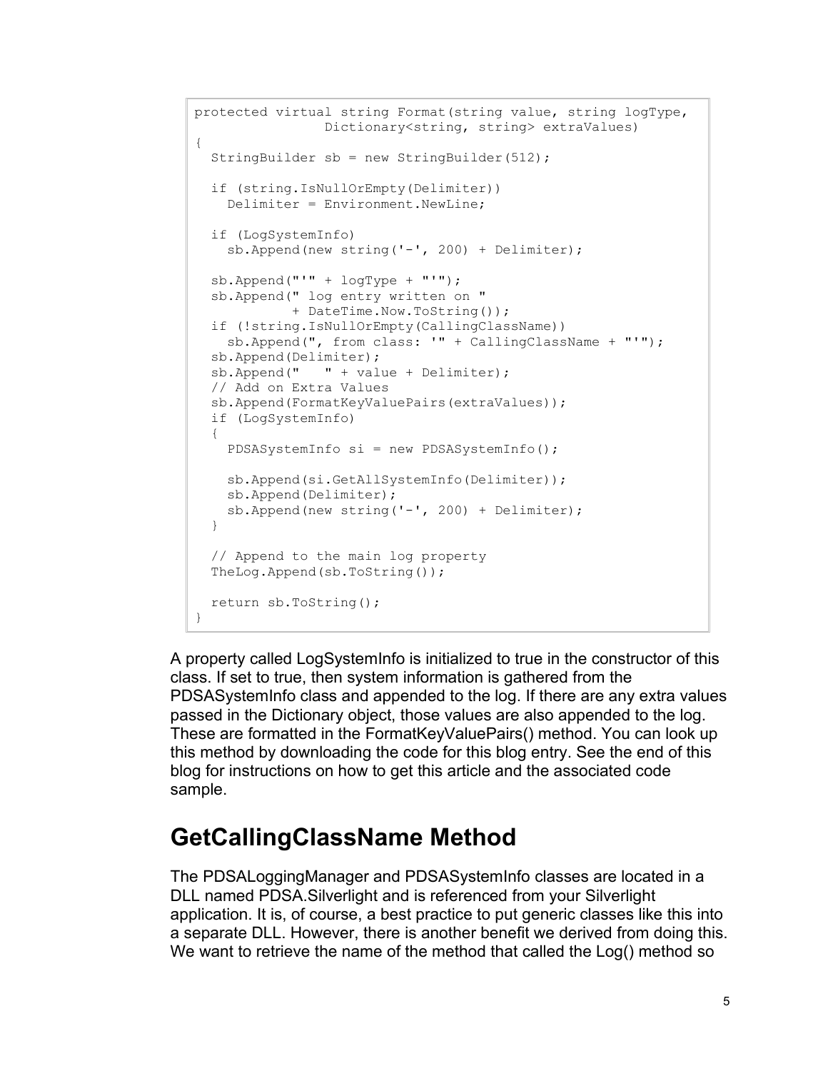```
protected virtual string Format(string value, string logType,
                Dictionary<string, string> extraValues)
{
  StringBuilder sb = new StringBuilder(512);

  if (string.IsNullOrEmpty(Delimiter))
    Delimiter = Environment.NewLine;

  if (LogSystemInfo)
    sb.Append(new string('-', 200) + Delimiter);

  sb.Append("'" + logType + "'");
  sb.Append(" log entry written on "
           + DateTime.Now.ToString());
  if (!string.IsNullOrEmpty(CallingClassName))
    sb.Append(", from class: '" + CallingClassName + "'");
  sb.Append(Delimiter);
  sb.Append("   " + value + Delimiter);
  // Add on Extra Values
  sb.Append(FormatKeyValuePairs(extraValues));
  if (LogSystemInfo)
  {
    PDSASystemInfo si = new PDSASystemInfo();

    sb.Append(si.GetAllSystemInfo(Delimiter));
    sb.Append(Delimiter);
    sb.Append(new string('-', 200) + Delimiter);
  }

  // Append to the main log property
  TheLog.Append(sb.ToString());

  return sb.ToString();
}
```

A property called LogSystemInfo is initialized to true in the constructor of this class. If set to true, then system information is gathered from the PDSASystemInfo class and appended to the log. If there are any extra values passed in the Dictionary object, those values are also appended to the log. These are formatted in the FormatKeyValuePairs() method. You can look up this method by downloading the code for this blog entry. See the end of this blog for instructions on how to get this article and the associated code sample.

## GetCallingClassName Method

The PDSALoggingManager and PDSASystemInfo classes are located in a DLL named PDSA.Silverlight and is referenced from your Silverlight application. It is, of course, a best practice to put generic classes like this into a separate DLL. However, there is another benefit we derived from doing this. We want to retrieve the name of the method that called the Log() method so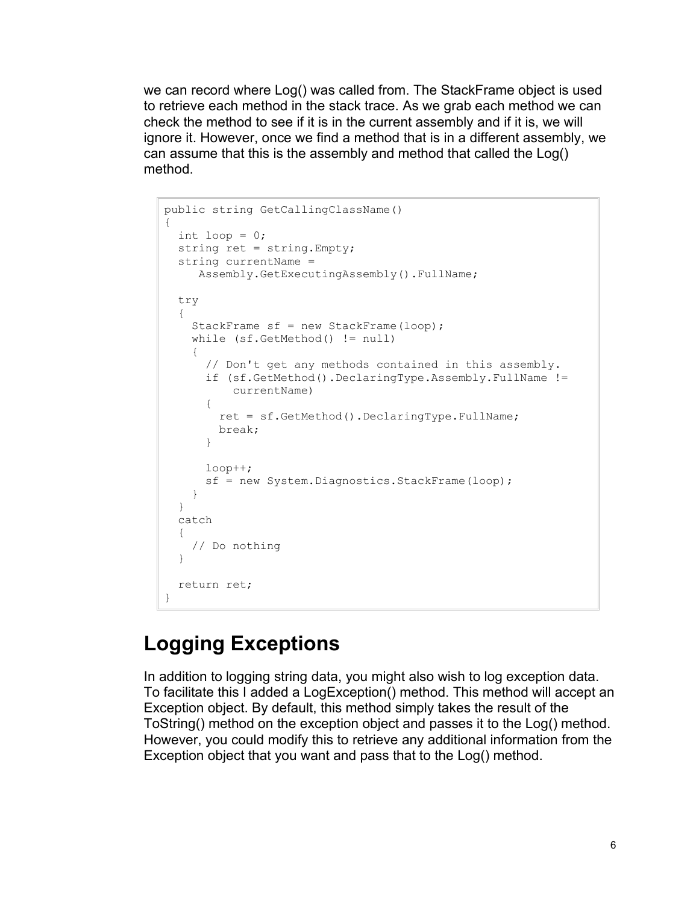we can record where Log() was called from. The StackFrame object is used to retrieve each method in the stack trace. As we grab each method we can check the method to see if it is in the current assembly and if it is, we will ignore it. However, once we find a method that is in a different assembly, we can assume that this is the assembly and method that called the Log() method.

```
public string GetCallingClassName()
{
  int loop = 0;
  string ret = string.Empty;
  string currentName =
     Assembly.GetExecutingAssembly().FullName;

  try
  {
    StackFrame sf = new StackFrame(loop);
    while (sf.GetMethod() != null)
    {
      // Don't get any methods contained in this assembly.
      if (sf.GetMethod().DeclaringType.Assembly.FullName !=
          currentName)
      {
        ret = sf.GetMethod().DeclaringType.FullName;
        break;
      }

      loop++;
      sf = new System.Diagnostics.StackFrame(loop);
    }
  }
  catch
  {
    // Do nothing
  }

  return ret;
}
```

## Logging Exceptions

In addition to logging string data, you might also wish to log exception data. To facilitate this I added a LogException() method. This method will accept an Exception object. By default, this method simply takes the result of the ToString() method on the exception object and passes it to the Log() method. However, you could modify this to retrieve any additional information from the Exception object that you want and pass that to the Log() method.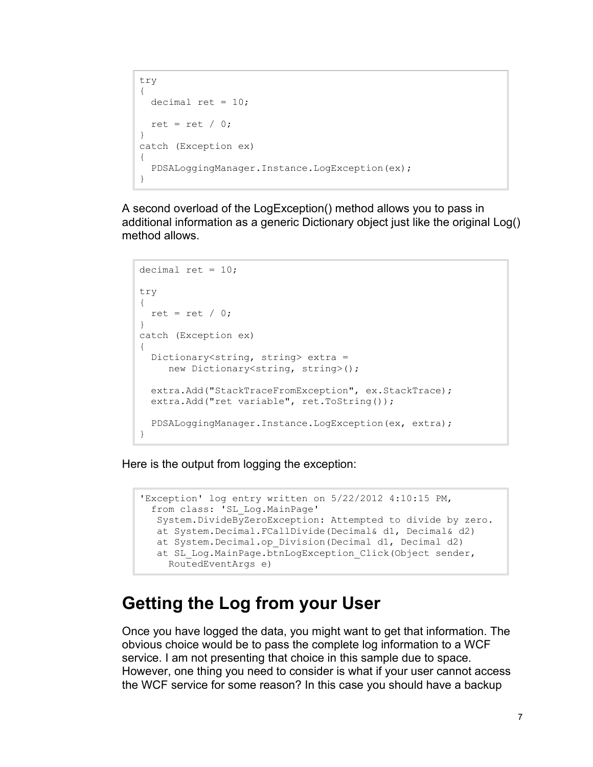```
try
{
  decimal ret = 10;

  ret = ret / 0;
}
catch (Exception ex)
{
  PDSALoggingManager.Instance.LogException(ex);
}
```

A second overload of the LogException() method allows you to pass in additional information as a generic Dictionary object just like the original Log() method allows.

```
decimal ret = 10;

try
{
  ret = ret / 0;
}
catch (Exception ex)
{
  Dictionary<string, string> extra =
     new Dictionary<string, string>();

  extra.Add("StackTraceFromException", ex.StackTrace);
  extra.Add("ret variable", ret.ToString());

  PDSALoggingManager.Instance.LogException(ex, extra);
}
```

Here is the output from logging the exception:

```
'Exception' log entry written on 5/22/2012 4:10:15 PM,
  from class: 'SL_Log.MainPage'
   System.DivideByZeroException: Attempted to divide by zero.
   at System.Decimal.FCallDivide(Decimal& d1, Decimal& d2)
   at System.Decimal.op_Division(Decimal d1, Decimal d2)
   at SL_Log.MainPage.btnLogException_Click(Object sender,
     RoutedEventArgs e)
```

# Getting the Log from your User

Once you have logged the data, you might want to get that information. The obvious choice would be to pass the complete log information to a WCF service. I am not presenting that choice in this sample due to space. However, one thing you need to consider is what if your user cannot access the WCF service for some reason? In this case you should have a backup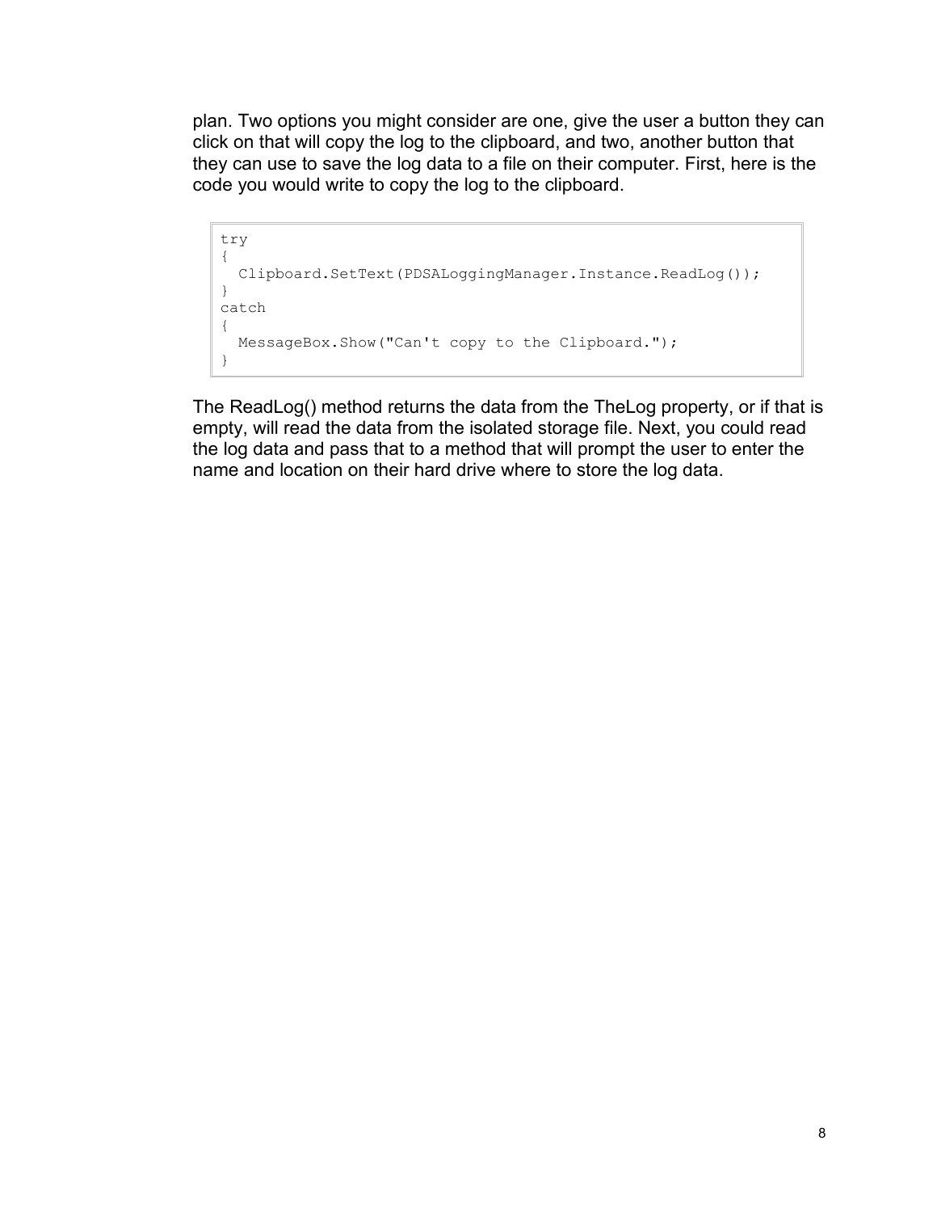plan. Two options you might consider are one, give the user a button they can click on that will copy the log to the clipboard, and two, another button that they can use to save the log data to a file on their computer. First, here is the code you would write to copy the log to the clipboard.

```
try
{
  Clipboard.SetText(PDSALoggingManager.Instance.ReadLog());
}
catch
{
  MessageBox.Show("Can't copy to the Clipboard.");
}
```

The ReadLog() method returns the data from the TheLog property, or if that is empty, will read the data from the isolated storage file. Next, you could read the log data and pass that to a method that will prompt the user to enter the name and location on their hard drive where to store the log data.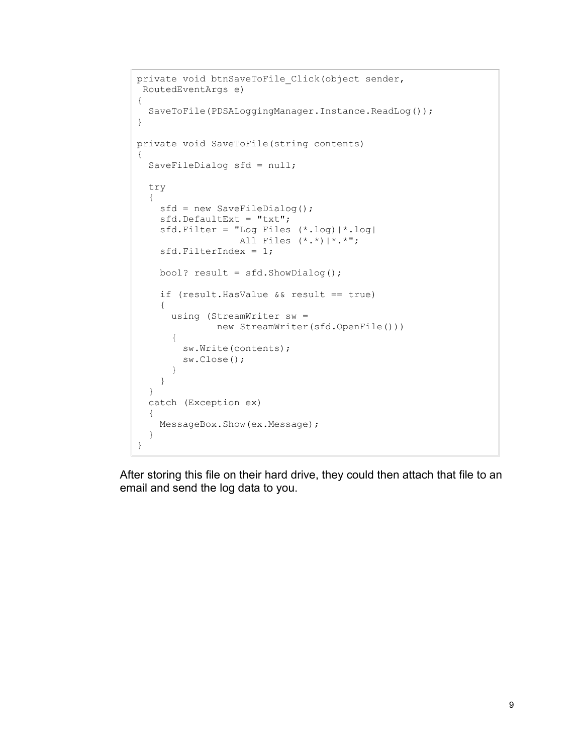```
private void btnSaveToFile_Click(object sender,
 RoutedEventArgs e)
{
  SaveToFile(PDSALoggingManager.Instance.ReadLog());
}

private void SaveToFile(string contents)
{
  SaveFileDialog sfd = null;

  try
  {
    sfd = new SaveFileDialog();
    sfd.DefaultExt = "txt";
    sfd.Filter = "Log Files (*.log)|*.log|
                  All Files (*.*)|*.*";
    sfd.FilterIndex = 1;

    bool? result = sfd.ShowDialog();

    if (result.HasValue && result == true)
    {
      using (StreamWriter sw =
             new StreamWriter(sfd.OpenFile()))
      {
        sw.Write(contents);
        sw.Close();
      }
    }
  }
  catch (Exception ex)
  {
    MessageBox.Show(ex.Message);
  }
}
```

After storing this file on their hard drive, they could then attach that file to an email and send the log data to you.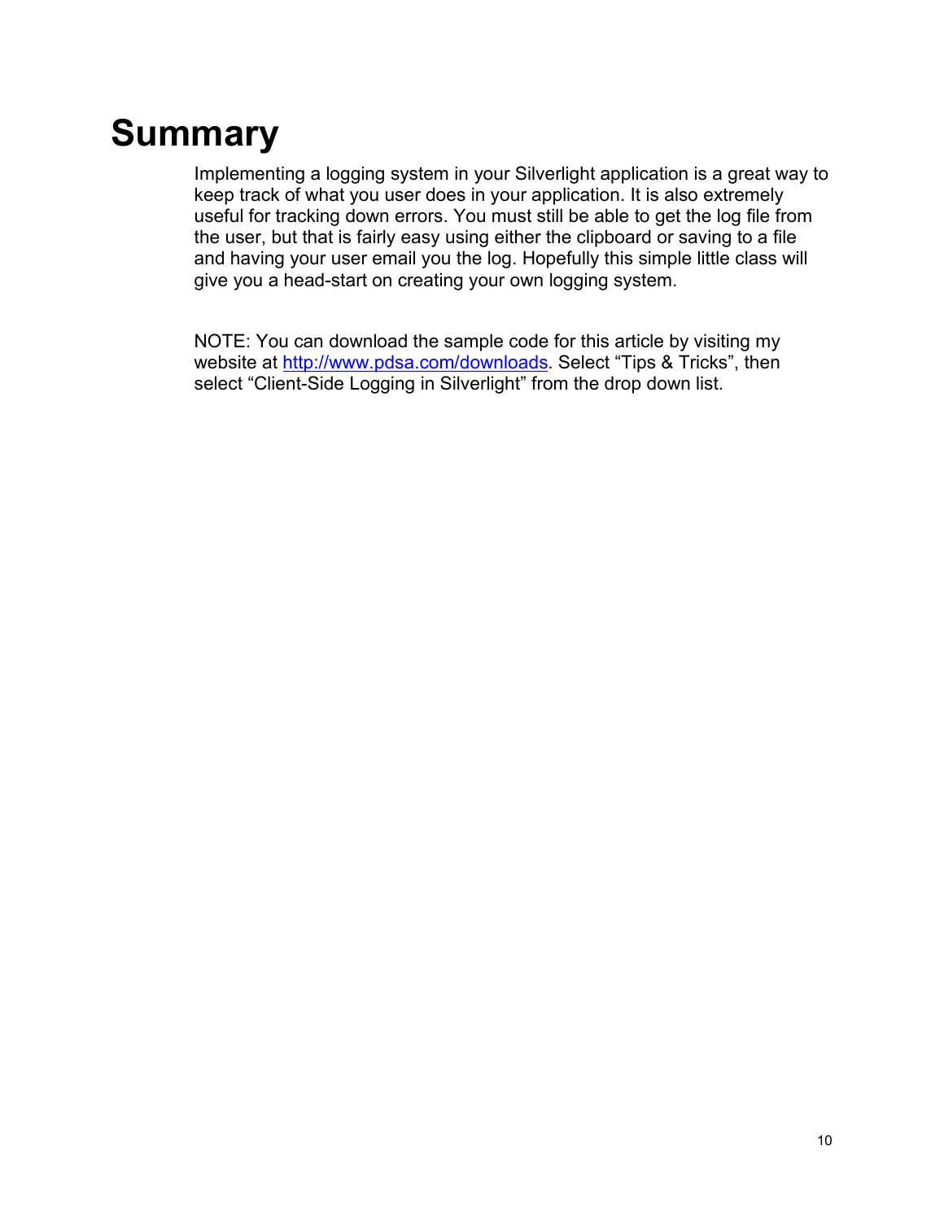# Summary

Implementing a logging system in your Silverlight application is a great way to keep track of what you user does in your application. It is also extremely useful for tracking down errors. You must still be able to get the log file from the user, but that is fairly easy using either the clipboard or saving to a file and having your user email you the log. Hopefully this simple little class will give you a head-start on creating your own logging system.

NOTE: You can download the sample code for this article by visiting my website at [http://www.pdsa.com/downloads](http://www.pdsa.com/downloads). Select "Tips & Tricks", then select "Client-Side Logging in Silverlight" from the drop down list.